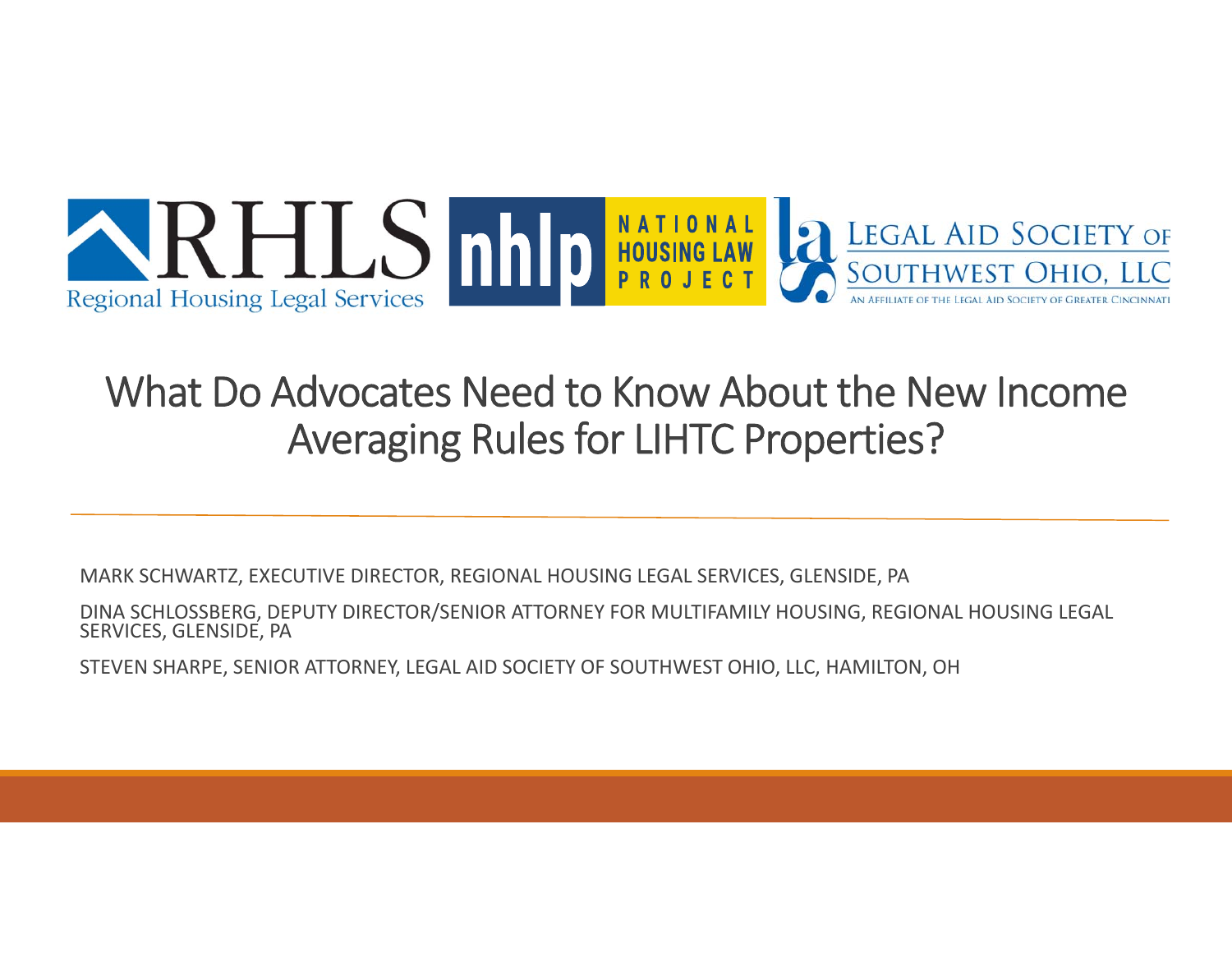RHLS Regional Housing Legal Services

nhlp NATIONAL HOUSING LAW PROJECT

LEGAL AID SOCIETY OF SOUTHWEST OHIO, LLC
AN AFFILIATE OF THE LEGAL AID SOCIETY OF GREATER CINCINNATI

# What Do Advocates Need to Know About the New Income Averaging Rules for LIHTC Properties?

MARK SCHWARTZ, EXECUTIVE DIRECTOR, REGIONAL HOUSING LEGAL SERVICES, GLENSIDE, PA

DINA SCHLOSSBERG, DEPUTY DIRECTOR/SENIOR ATTORNEY FOR MULTIFAMILY HOUSING, REGIONAL HOUSING LEGAL SERVICES, GLENSIDE, PA

STEVEN SHARPE, SENIOR ATTORNEY, LEGAL AID SOCIETY OF SOUTHWEST OHIO, LLC, HAMILTON, OH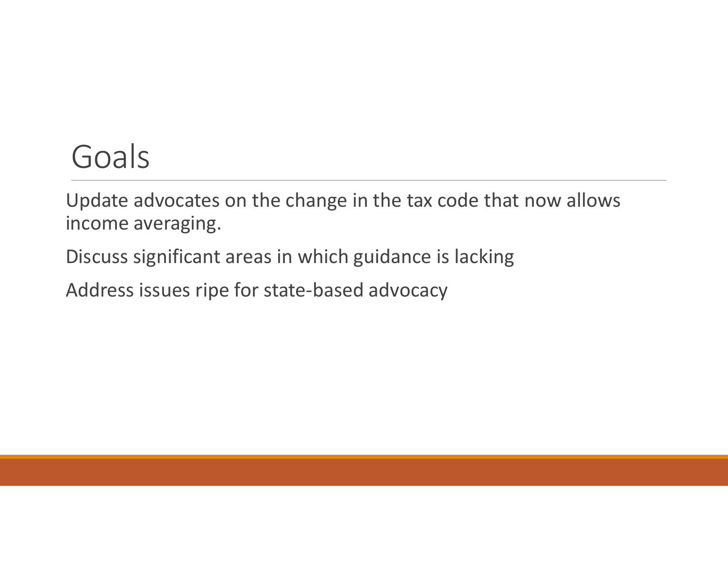# Goals

Update advocates on the change in the tax code that now allows income averaging.

Discuss significant areas in which guidance is lacking

Address issues ripe for state-based advocacy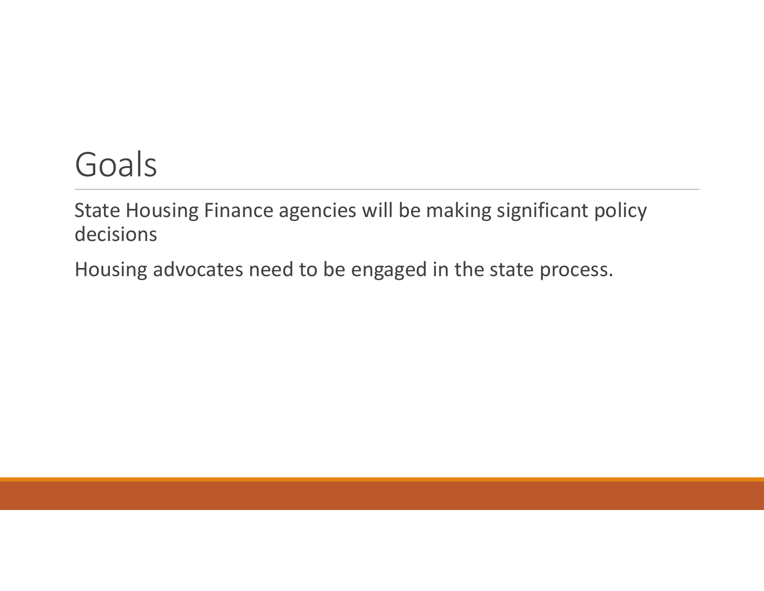# Goals

State Housing Finance agencies will be making significant policy decisions

Housing advocates need to be engaged in the state process.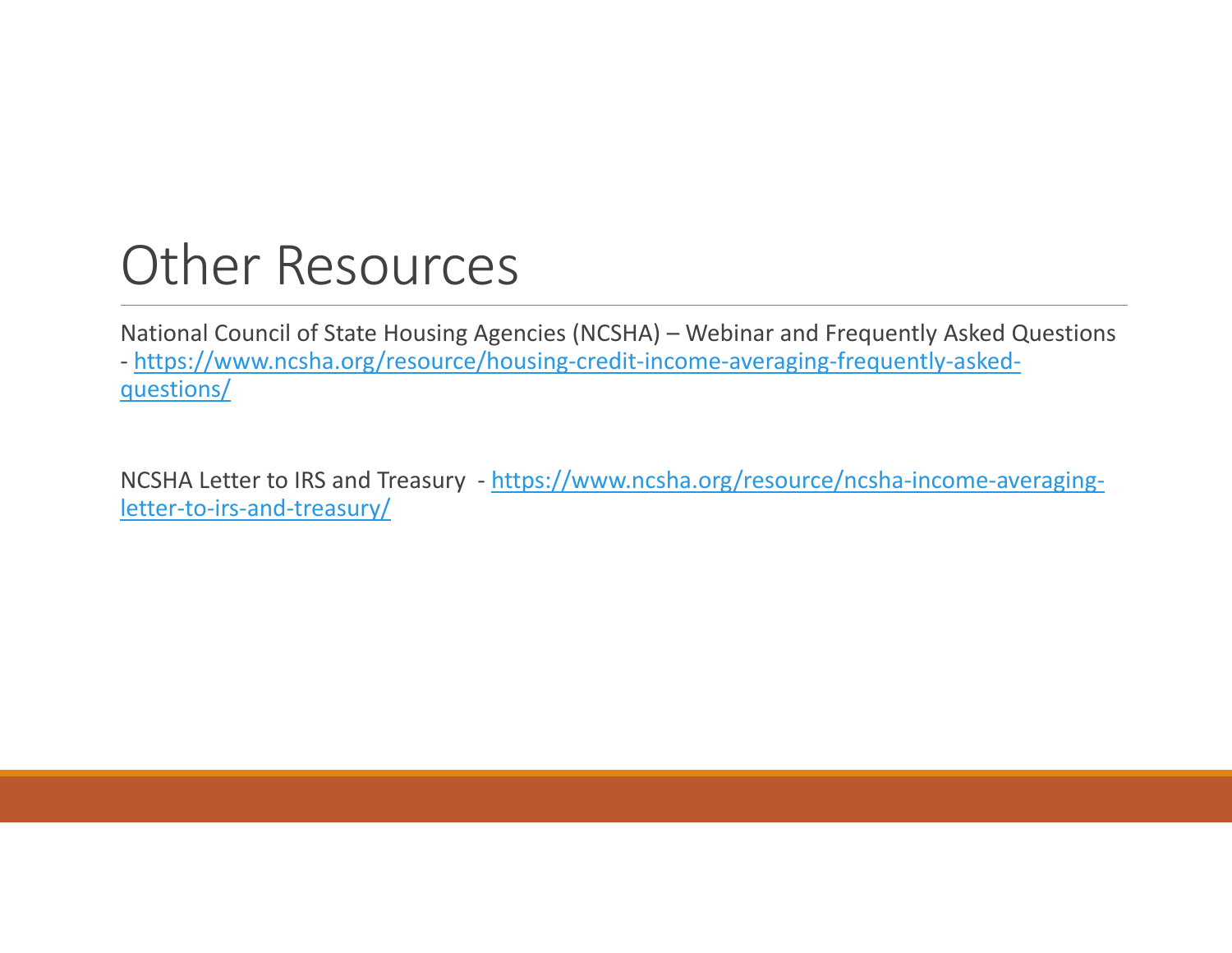# Other Resources

National Council of State Housing Agencies (NCSHA) – Webinar and Frequently Asked Questions - https://www.ncsha.org/resource/housing-credit-income-averaging-frequently-asked-questions/

NCSHA Letter to IRS and Treasury - https://www.ncsha.org/resource/ncsha-income-averaging-letter-to-irs-and-treasury/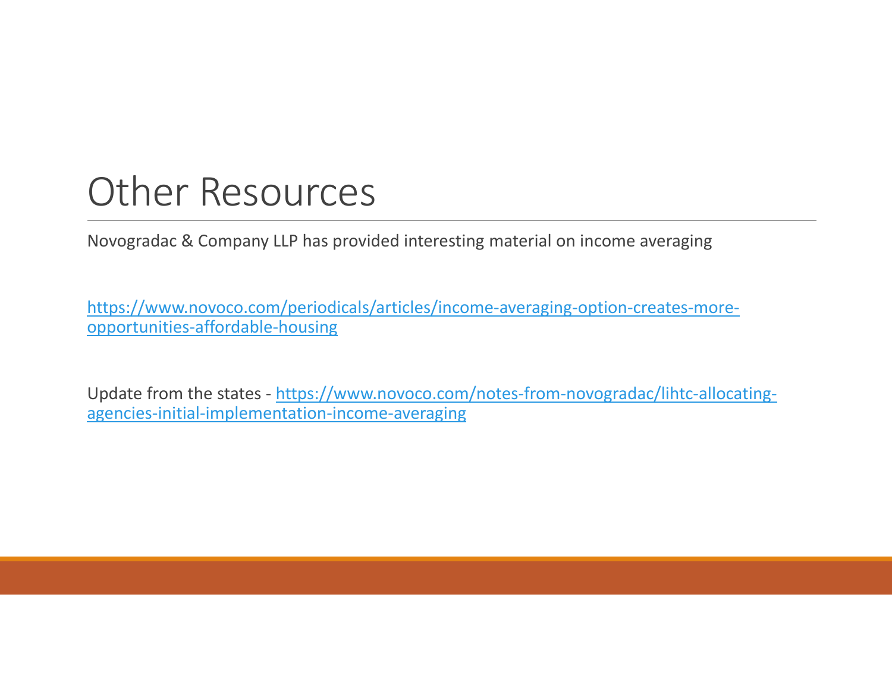# Other Resources

Novogradac & Company LLP has provided interesting material on income averaging

https://www.novoco.com/periodicals/articles/income-averaging-option-creates-more-opportunities-affordable-housing

Update from the states - https://www.novoco.com/notes-from-novogradac/lihtc-allocating-agencies-initial-implementation-income-averaging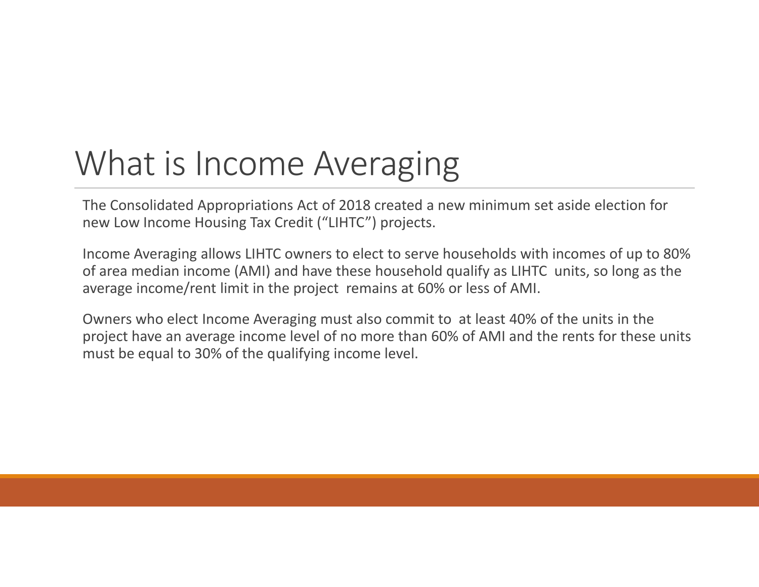# What is Income Averaging

The Consolidated Appropriations Act of 2018 created a new minimum set aside election for new Low Income Housing Tax Credit ("LIHTC") projects.

Income Averaging allows LIHTC owners to elect to serve households with incomes of up to 80% of area median income (AMI) and have these household qualify as LIHTC units, so long as the average income/rent limit in the project remains at 60% or less of AMI.

Owners who elect Income Averaging must also commit to at least 40% of the units in the project have an average income level of no more than 60% of AMI and the rents for these units must be equal to 30% of the qualifying income level.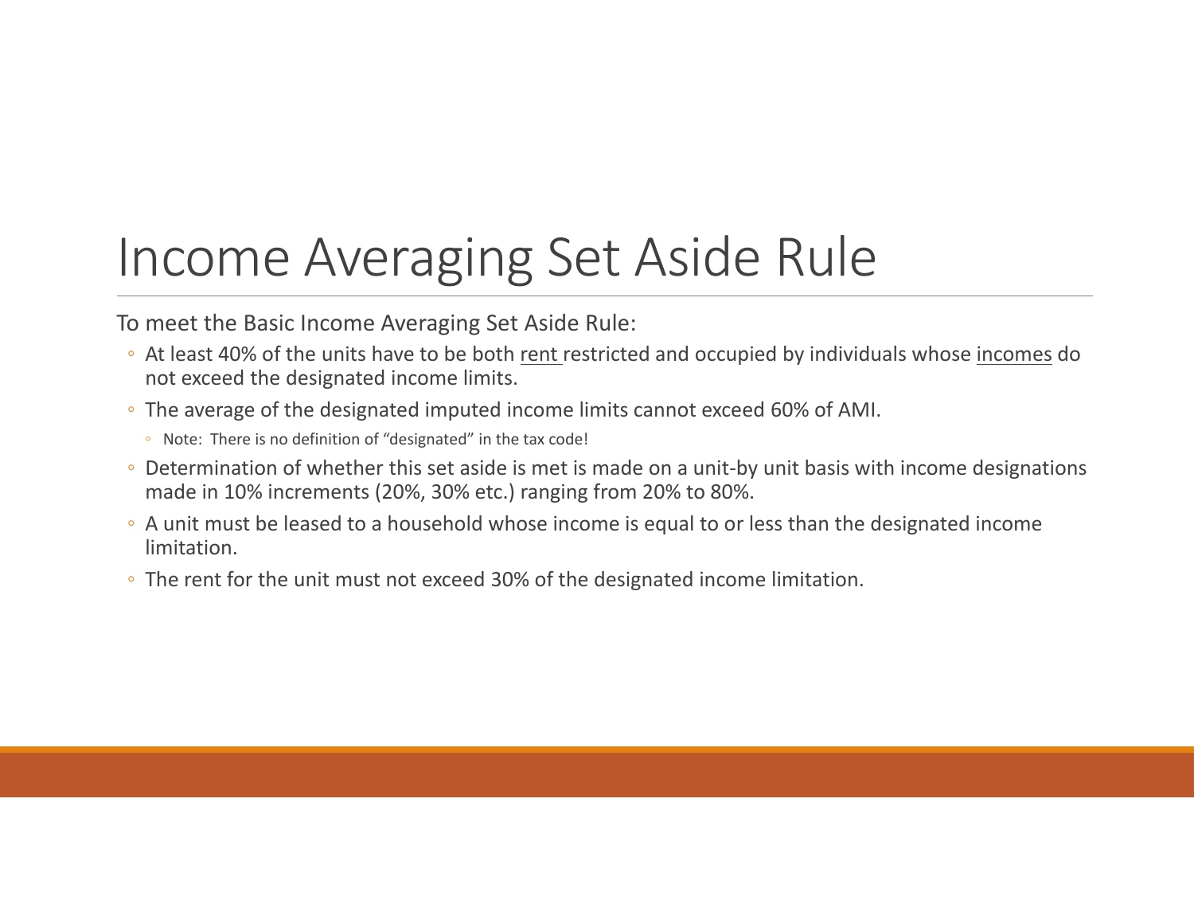# Income Averaging Set Aside Rule

To meet the Basic Income Averaging Set Aside Rule:

- At least 40% of the units have to be both rent restricted and occupied by individuals whose incomes do not exceed the designated income limits.
- The average of the designated imputed income limits cannot exceed 60% of AMI.
  - Note: There is no definition of "designated" in the tax code!
- Determination of whether this set aside is met is made on a unit-by unit basis with income designations made in 10% increments (20%, 30% etc.) ranging from 20% to 80%.
- A unit must be leased to a household whose income is equal to or less than the designated income limitation.
- The rent for the unit must not exceed 30% of the designated income limitation.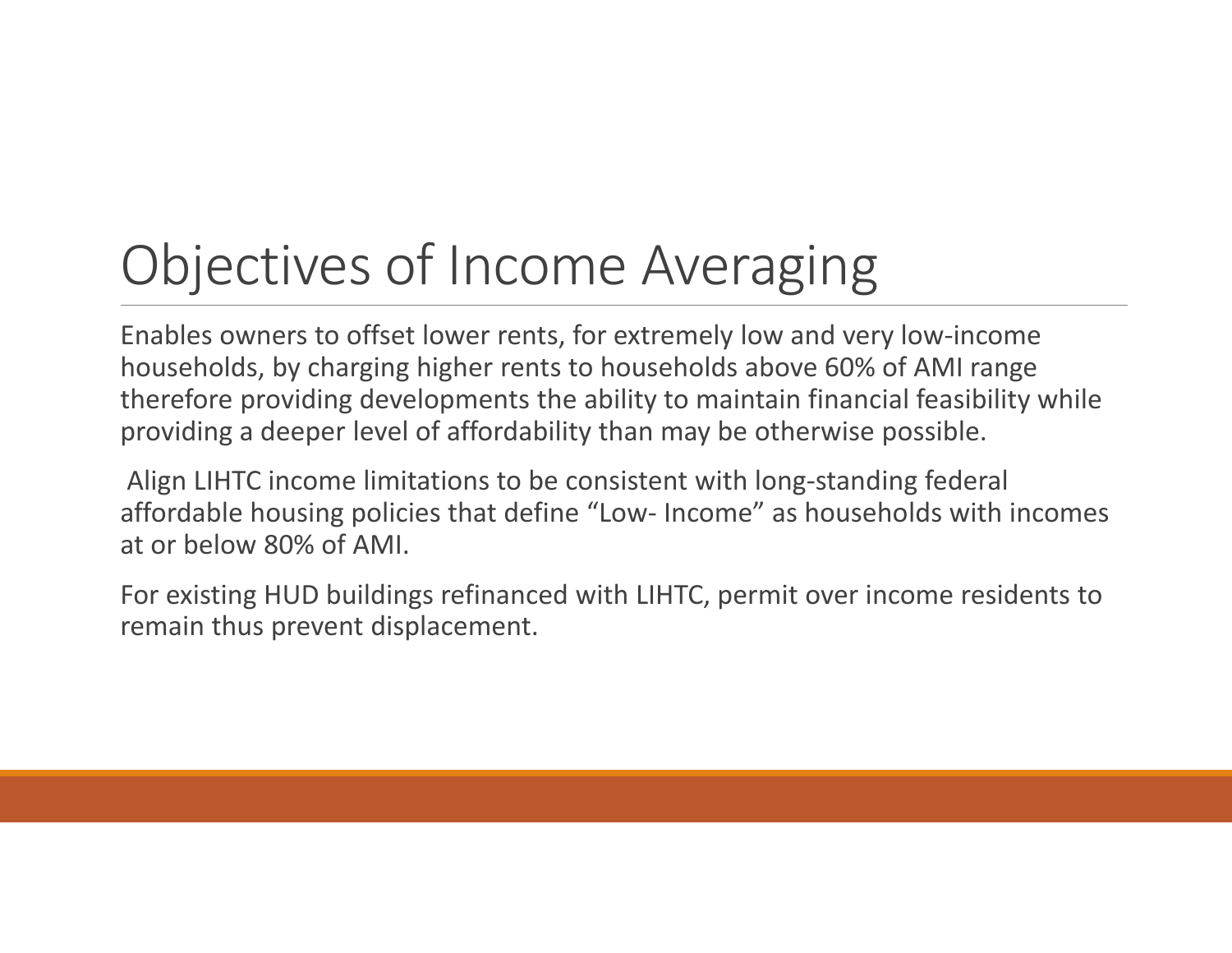# Objectives of Income Averaging

Enables owners to offset lower rents, for extremely low and very low-income households, by charging higher rents to households above 60% of AMI range therefore providing developments the ability to maintain financial feasibility while providing a deeper level of affordability than may be otherwise possible.

Align LIHTC income limitations to be consistent with long-standing federal affordable housing policies that define "Low- Income" as households with incomes at or below 80% of AMI.

For existing HUD buildings refinanced with LIHTC, permit over income residents to remain thus prevent displacement.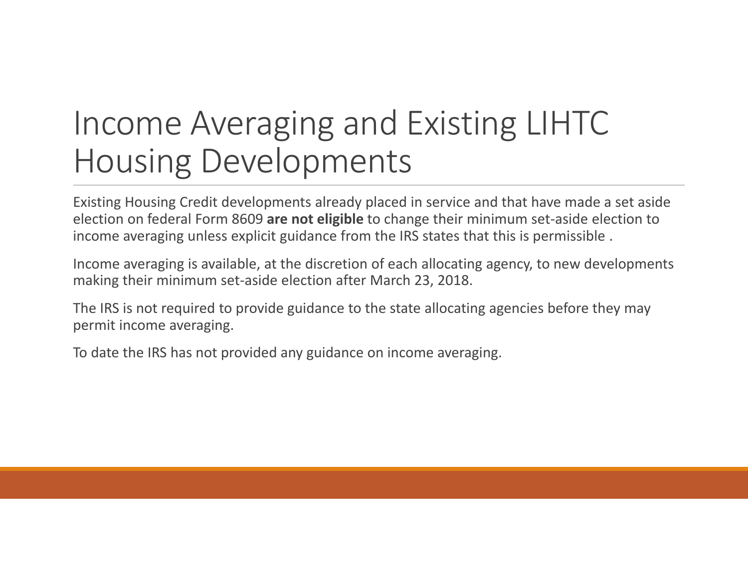# Income Averaging and Existing LIHTC Housing Developments

Existing Housing Credit developments already placed in service and that have made a set aside election on federal Form 8609 **are not eligible** to change their minimum set-aside election to income averaging unless explicit guidance from the IRS states that this is permissible .

Income averaging is available, at the discretion of each allocating agency, to new developments making their minimum set-aside election after March 23, 2018.

The IRS is not required to provide guidance to the state allocating agencies before they may permit income averaging.

To date the IRS has not provided any guidance on income averaging.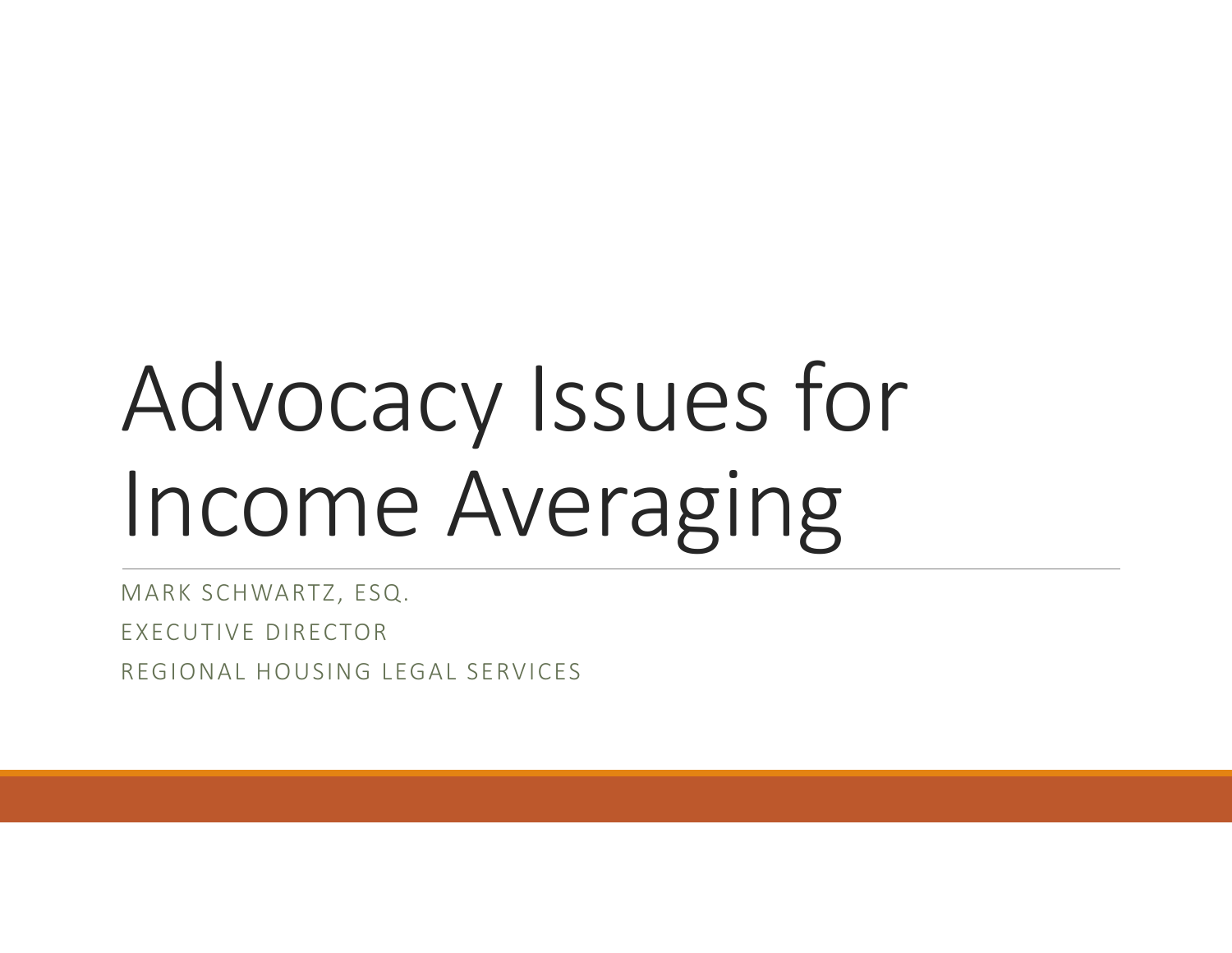# Advocacy Issues for Income Averaging

MARK SCHWARTZ, ESQ.

EXECUTIVE DIRECTOR

REGIONAL HOUSING LEGAL SERVICES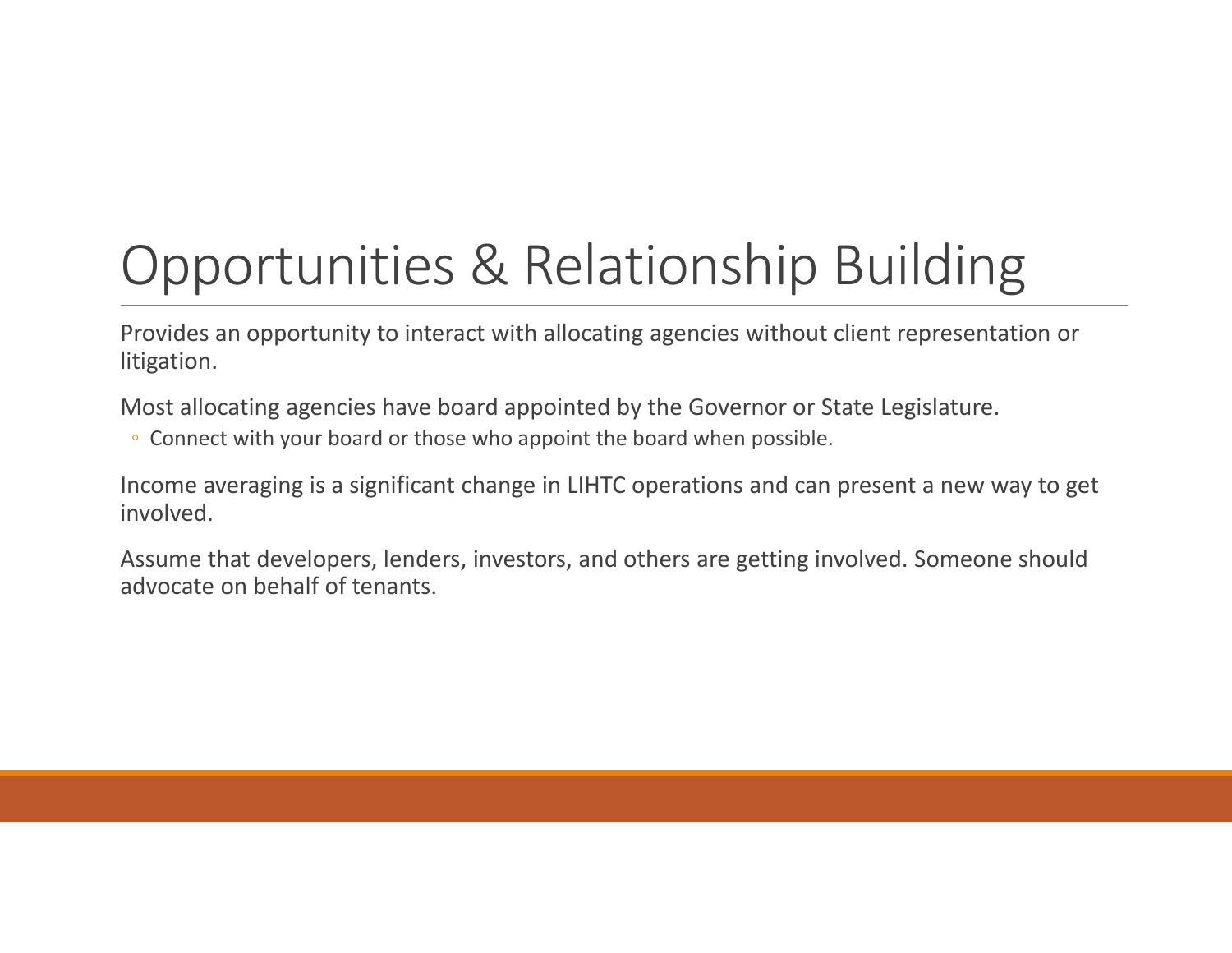# Opportunities & Relationship Building

Provides an opportunity to interact with allocating agencies without client representation or litigation.

Most allocating agencies have board appointed by the Governor or State Legislature.

- Connect with your board or those who appoint the board when possible.

Income averaging is a significant change in LIHTC operations and can present a new way to get involved.

Assume that developers, lenders, investors, and others are getting involved. Someone should advocate on behalf of tenants.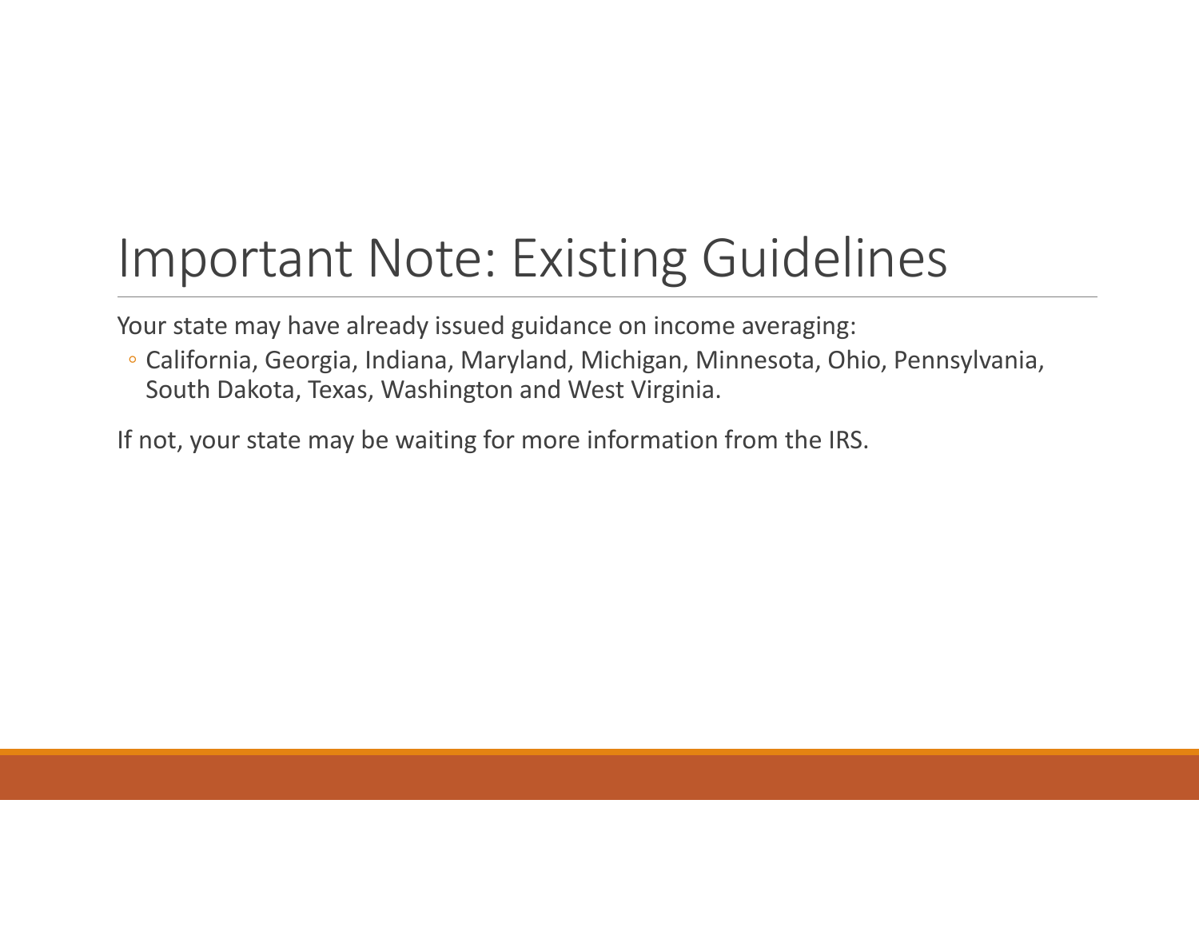# Important Note: Existing Guidelines

Your state may have already issued guidance on income averaging:

- California, Georgia, Indiana, Maryland, Michigan, Minnesota, Ohio, Pennsylvania, South Dakota, Texas, Washington and West Virginia.

If not, your state may be waiting for more information from the IRS.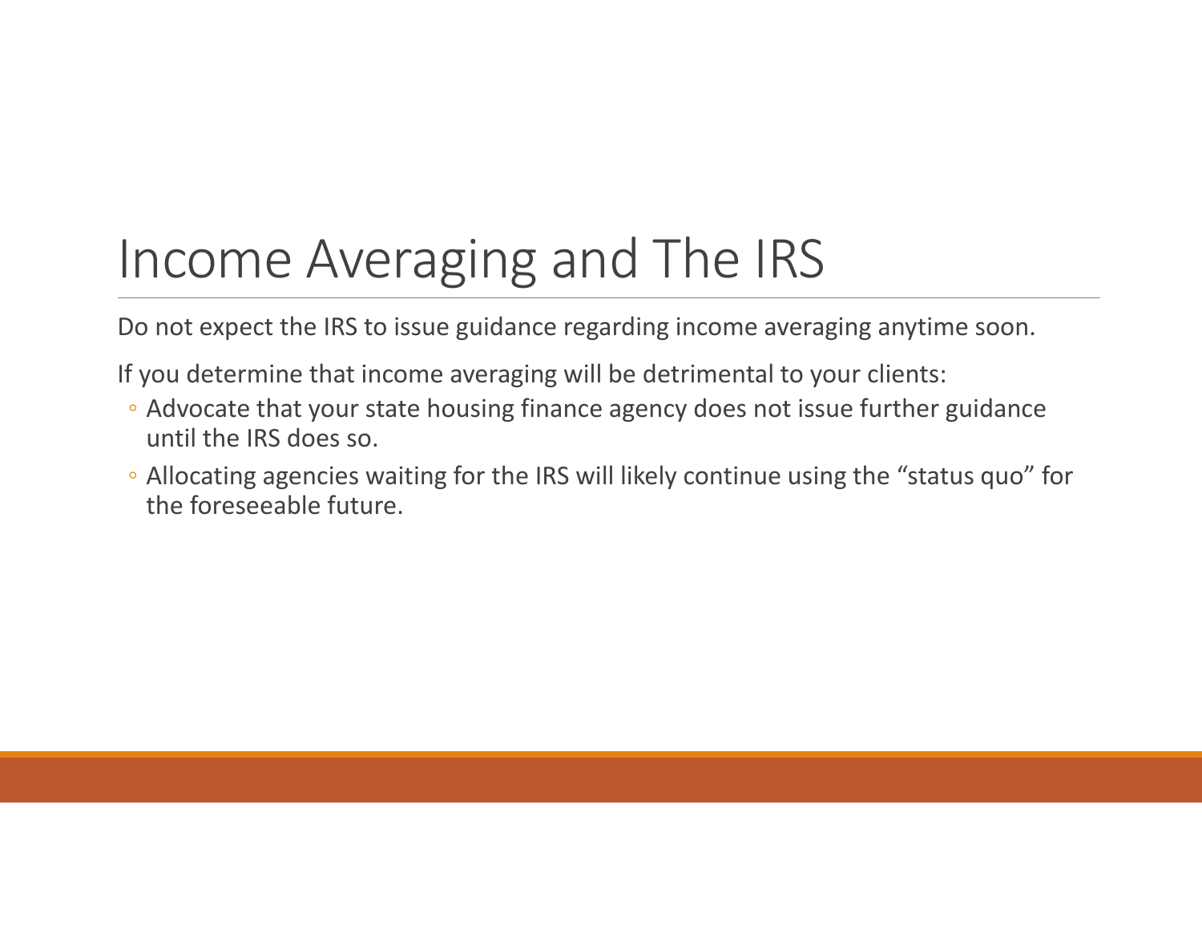# Income Averaging and The IRS

Do not expect the IRS to issue guidance regarding income averaging anytime soon.

If you determine that income averaging will be detrimental to your clients:

- Advocate that your state housing finance agency does not issue further guidance until the IRS does so.
- Allocating agencies waiting for the IRS will likely continue using the "status quo" for the foreseeable future.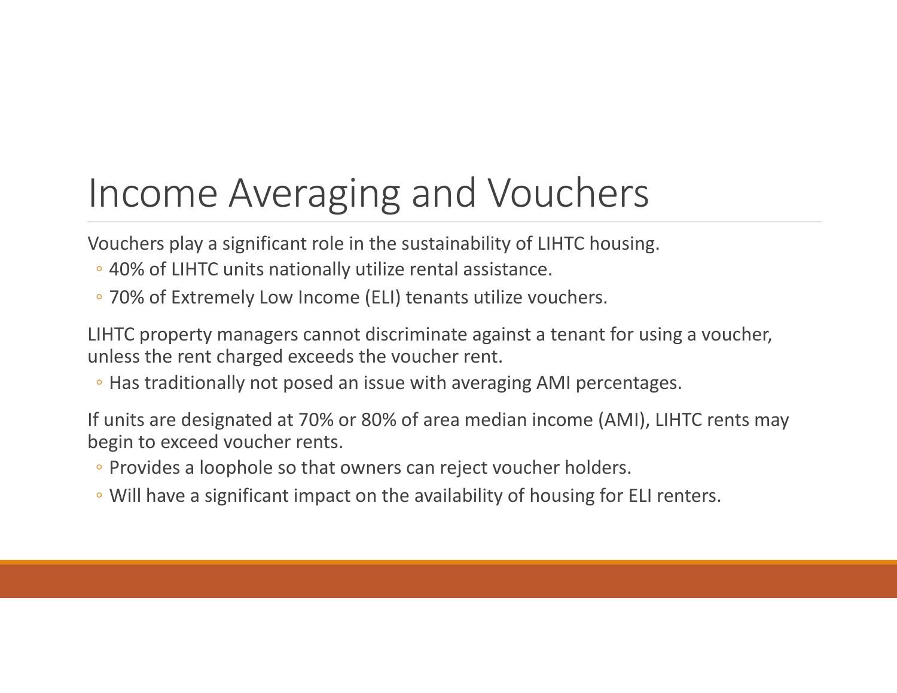# Income Averaging and Vouchers

Vouchers play a significant role in the sustainability of LIHTC housing.

- 40% of LIHTC units nationally utilize rental assistance.
- 70% of Extremely Low Income (ELI) tenants utilize vouchers.

LIHTC property managers cannot discriminate against a tenant for using a voucher, unless the rent charged exceeds the voucher rent.

- Has traditionally not posed an issue with averaging AMI percentages.

If units are designated at 70% or 80% of area median income (AMI), LIHTC rents may begin to exceed voucher rents.

- Provides a loophole so that owners can reject voucher holders.
- Will have a significant impact on the availability of housing for ELI renters.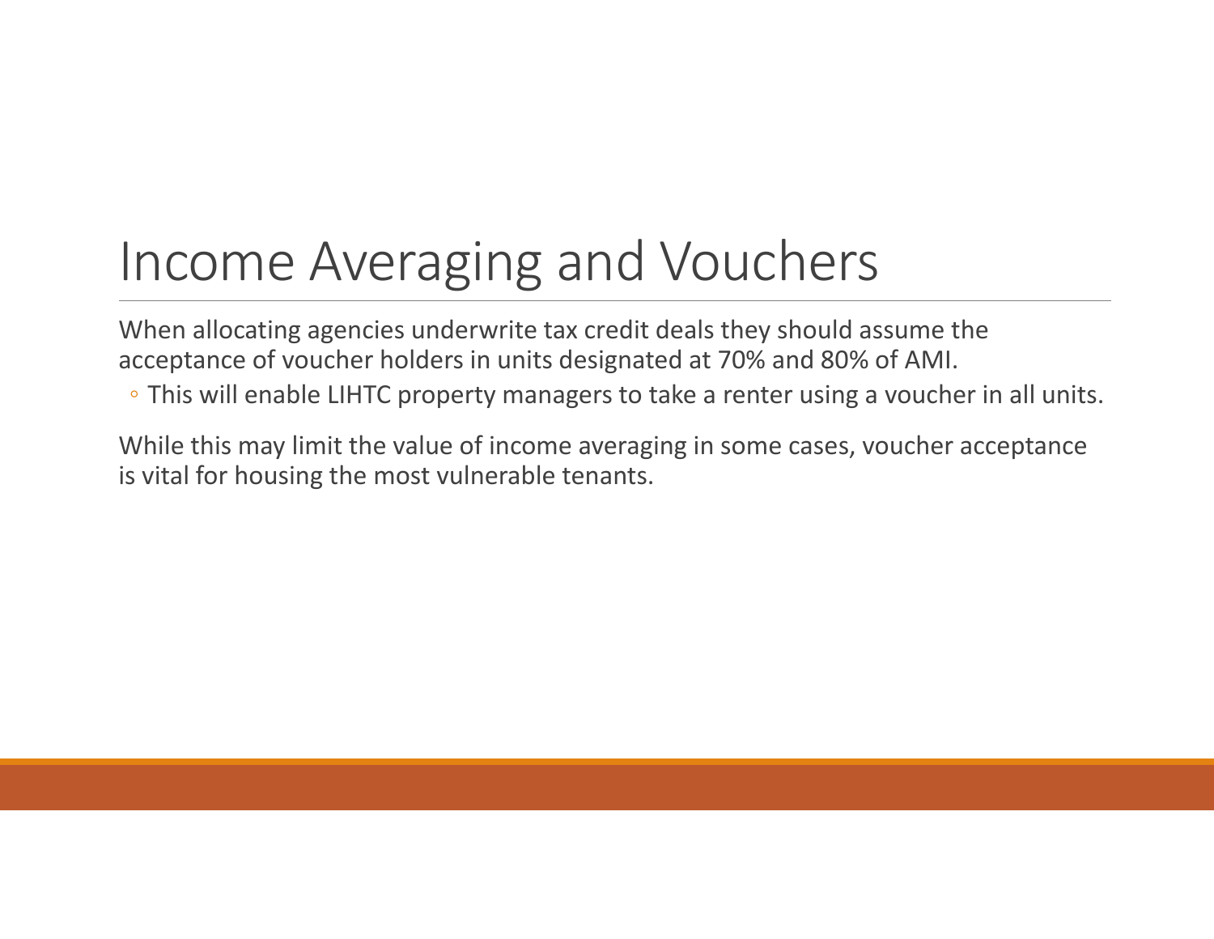# Income Averaging and Vouchers

When allocating agencies underwrite tax credit deals they should assume the acceptance of voucher holders in units designated at 70% and 80% of AMI.

- This will enable LIHTC property managers to take a renter using a voucher in all units.

While this may limit the value of income averaging in some cases, voucher acceptance is vital for housing the most vulnerable tenants.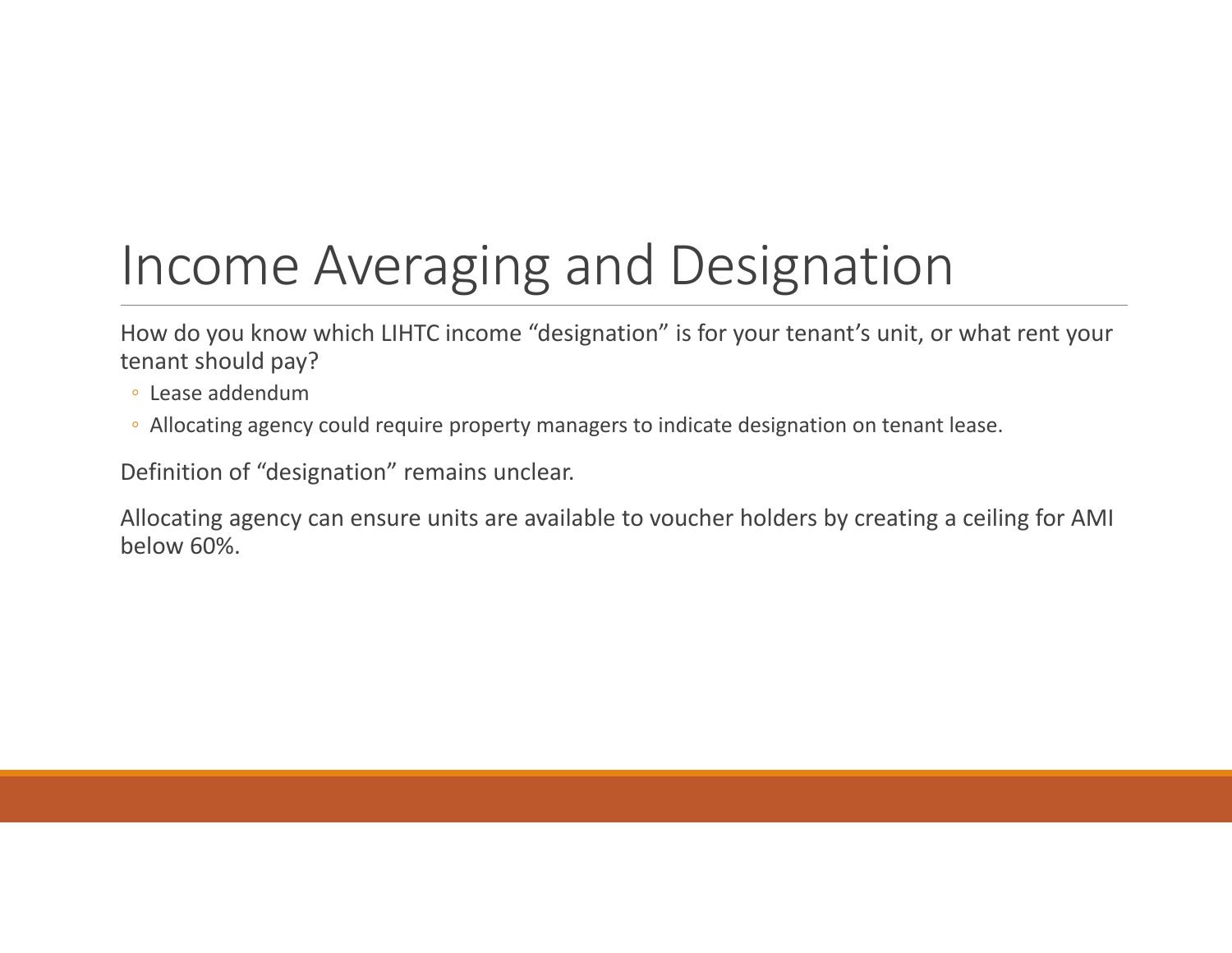# Income Averaging and Designation

How do you know which LIHTC income “designation” is for your tenant’s unit, or what rent your tenant should pay?

- Lease addendum
- Allocating agency could require property managers to indicate designation on tenant lease.

Definition of “designation” remains unclear.

Allocating agency can ensure units are available to voucher holders by creating a ceiling for AMI below 60%.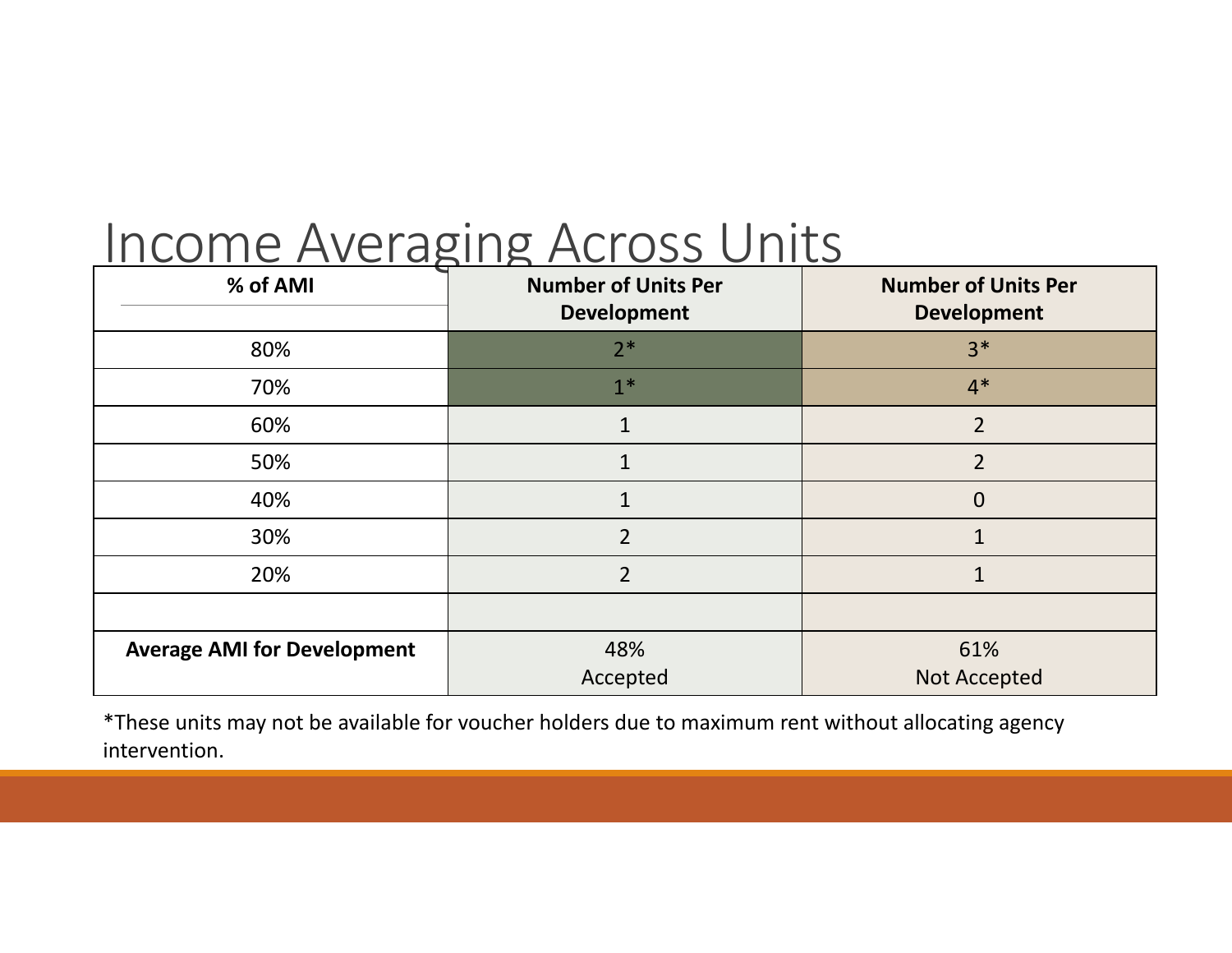# Income Averaging Across Units

| % of AMI | Number of Units Per Development | Number of Units Per Development |
| --- | --- | --- |
| 80% | 2* | 3* |
| 70% | 1* | 4* |
| 60% | 1 | 2 |
| 50% | 1 | 2 |
| 40% | 1 | 0 |
| 30% | 2 | 1 |
| 20% | 2 | 1 |
| | | |
| **Average AMI for Development** | 48% Accepted | 61% Not Accepted |

*These units may not be available for voucher holders due to maximum rent without allocating agency intervention.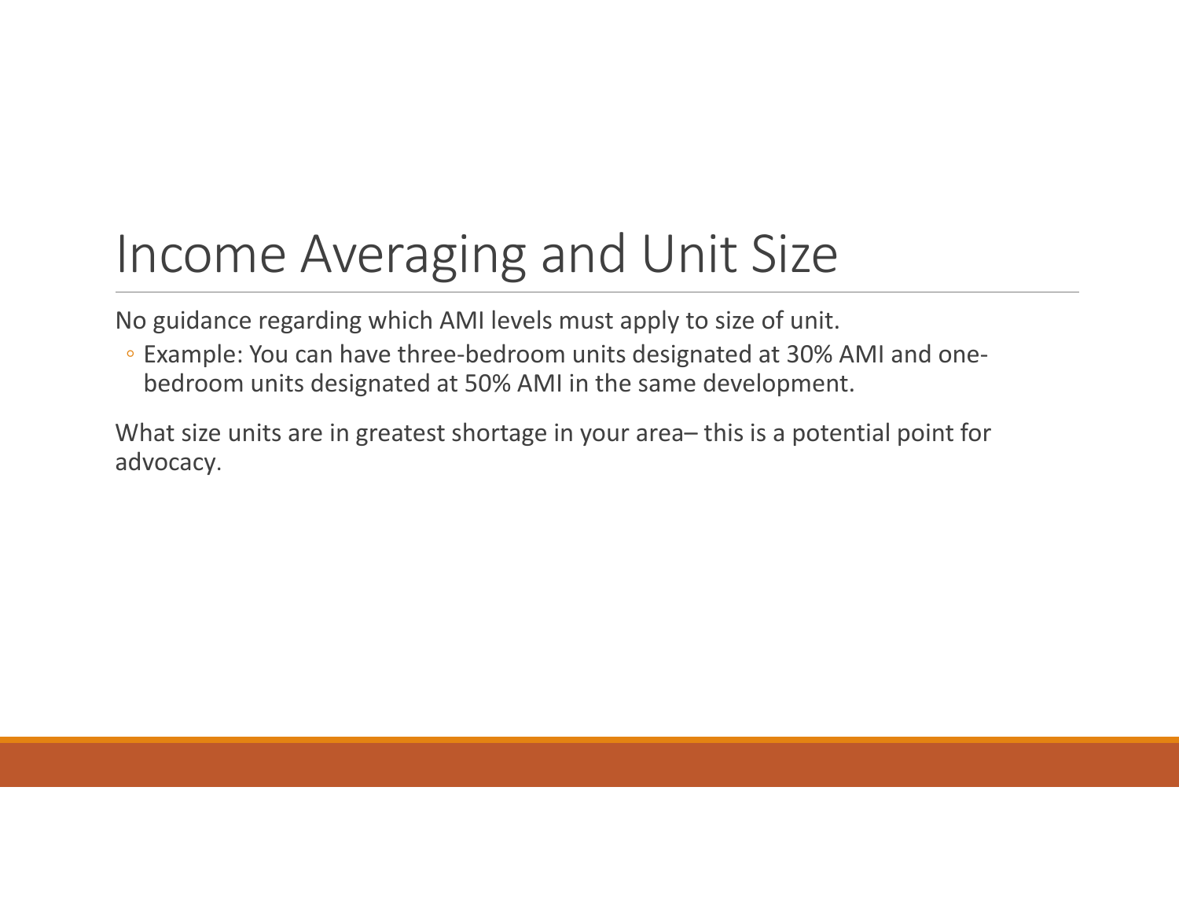# Income Averaging and Unit Size

No guidance regarding which AMI levels must apply to size of unit.

- Example: You can have three-bedroom units designated at 30% AMI and one-bedroom units designated at 50% AMI in the same development.

What size units are in greatest shortage in your area– this is a potential point for advocacy.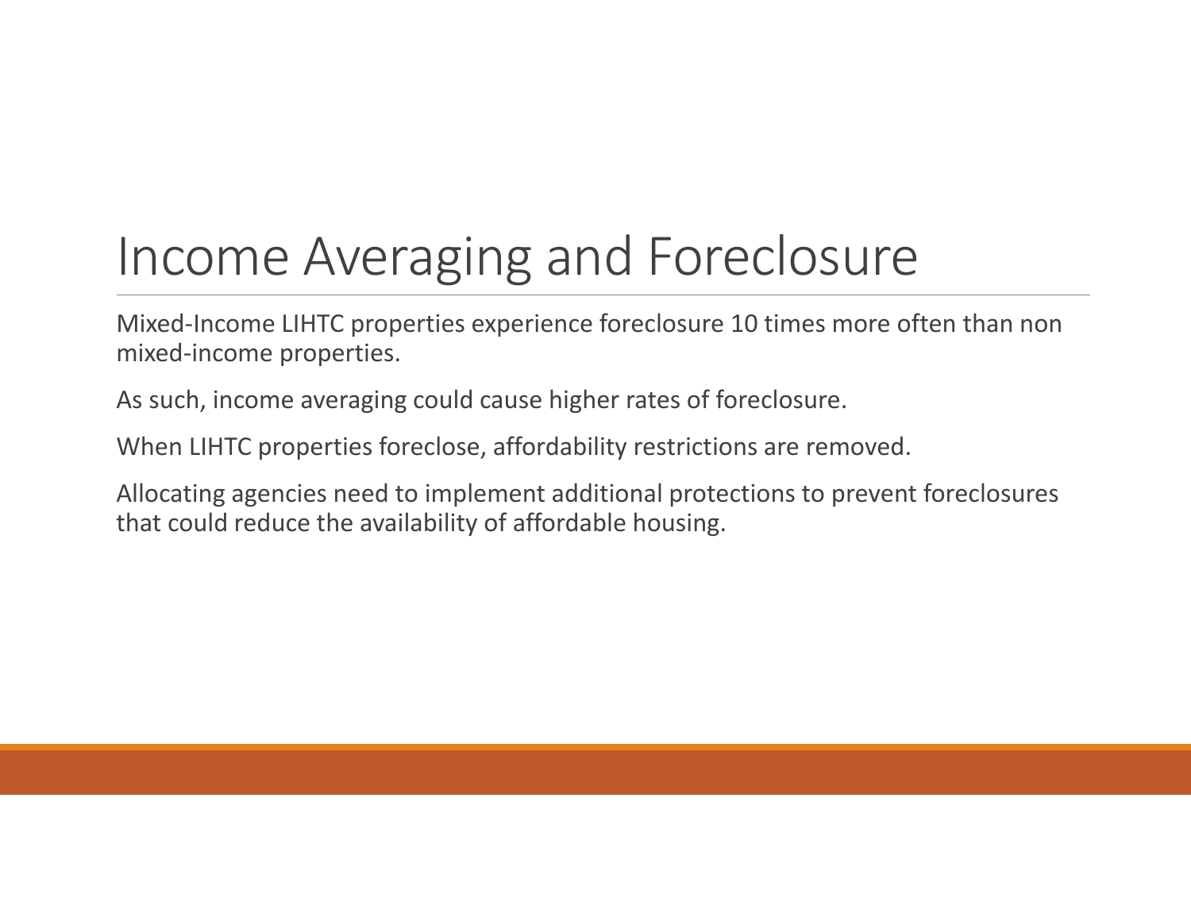# Income Averaging and Foreclosure

Mixed-Income LIHTC properties experience foreclosure 10 times more often than non mixed-income properties.

As such, income averaging could cause higher rates of foreclosure.

When LIHTC properties foreclose, affordability restrictions are removed.

Allocating agencies need to implement additional protections to prevent foreclosures that could reduce the availability of affordable housing.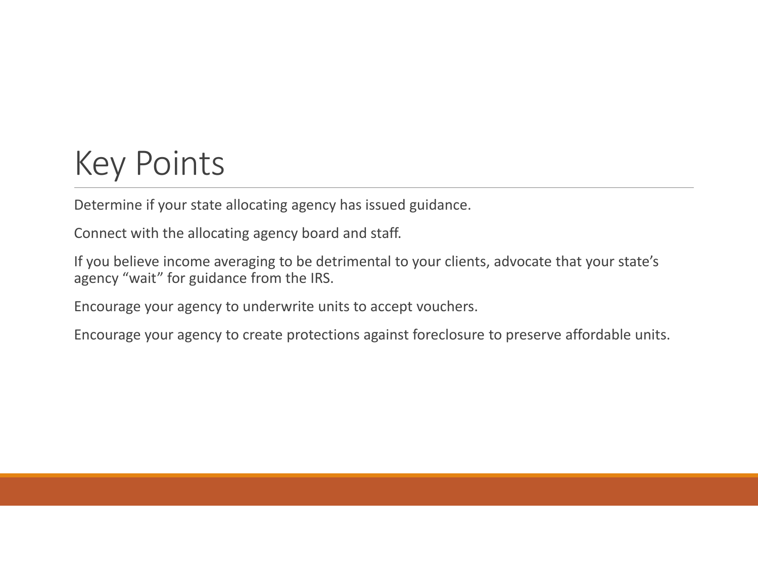# Key Points

Determine if your state allocating agency has issued guidance.

Connect with the allocating agency board and staff.

If you believe income averaging to be detrimental to your clients, advocate that your state's agency "wait" for guidance from the IRS.

Encourage your agency to underwrite units to accept vouchers.

Encourage your agency to create protections against foreclosure to preserve affordable units.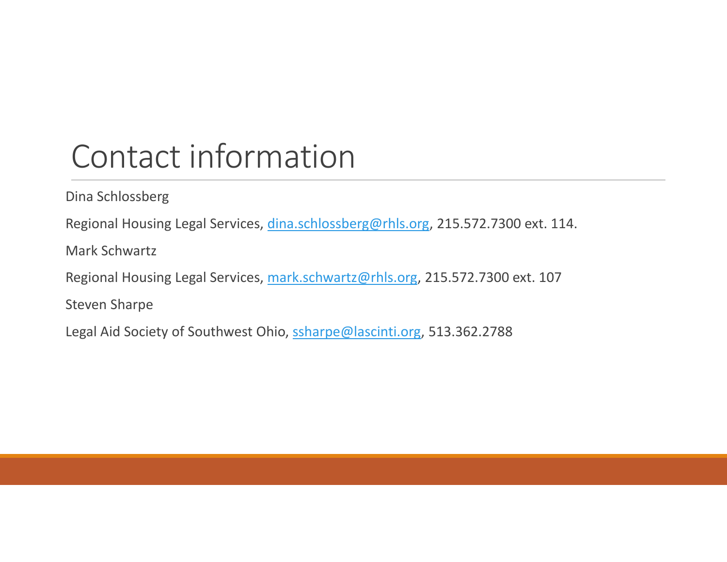# Contact information

Dina Schlossberg

Regional Housing Legal Services, dina.schlossberg@rhls.org, 215.572.7300 ext. 114.

Mark Schwartz

Regional Housing Legal Services, mark.schwartz@rhls.org, 215.572.7300 ext. 107

Steven Sharpe

Legal Aid Society of Southwest Ohio, ssharpe@lascinti.org, 513.362.2788